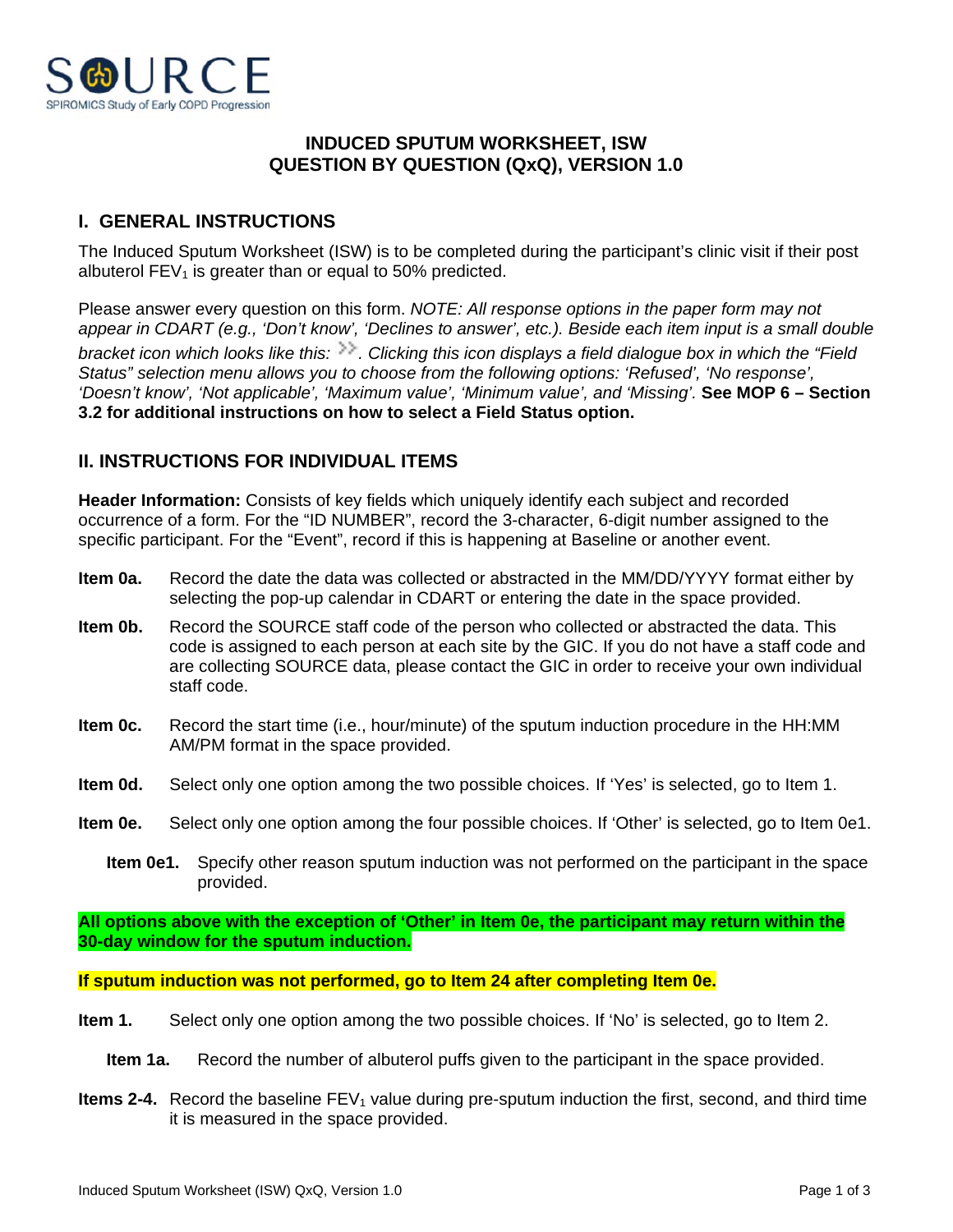SOURCE
SPIROMICS Study of Early COPD Progression

# INDUCED SPUTUM WORKSHEET, ISW
# QUESTION BY QUESTION (QxQ), VERSION 1.0

## I. GENERAL INSTRUCTIONS

The Induced Sputum Worksheet (ISW) is to be completed during the participant's clinic visit if their post albuterol $FEV_1$ is greater than or equal to 50% predicted.

Please answer every question on this form. *NOTE: All response options in the paper form may not appear in CDART (e.g., 'Don't know', 'Declines to answer', etc.). Beside each item input is a small double bracket icon which looks like this: >>. Clicking this icon displays a field dialogue box in which the "Field Status" selection menu allows you to choose from the following options: 'Refused', 'No response', 'Doesn't know', 'Not applicable', 'Maximum value', 'Minimum value', and 'Missing'.* **See MOP 6 – Section 3.2 for additional instructions on how to select a Field Status option.**

## II. INSTRUCTIONS FOR INDIVIDUAL ITEMS

**Header Information:** Consists of key fields which uniquely identify each subject and recorded occurrence of a form. For the "ID NUMBER", record the 3-character, 6-digit number assigned to the specific participant. For the "Event", record if this is happening at Baseline or another event.

**Item 0a.** Record the date the data was collected or abstracted in the MM/DD/YYYY format either by selecting the pop-up calendar in CDART or entering the date in the space provided.

**Item 0b.** Record the SOURCE staff code of the person who collected or abstracted the data. This code is assigned to each person at each site by the GIC. If you do not have a staff code and are collecting SOURCE data, please contact the GIC in order to receive your own individual staff code.

**Item 0c.** Record the start time (i.e., hour/minute) of the sputum induction procedure in the HH:MM AM/PM format in the space provided.

**Item 0d.** Select only one option among the two possible choices. If 'Yes' is selected, go to Item 1.

**Item 0e.** Select only one option among the four possible choices. If 'Other' is selected, go to Item 0e1.

- **Item 0e1.** Specify other reason sputum induction was not performed on the participant in the space provided.

**All options above with the exception of 'Other' in Item 0e, the participant may return within the 30-day window for the sputum induction.**

**If sputum induction was not performed, go to Item 24 after completing Item 0e.**

**Item 1.** Select only one option among the two possible choices. If 'No' is selected, go to Item 2.

- **Item 1a.** Record the number of albuterol puffs given to the participant in the space provided.

**Items 2-4.** Record the baseline $FEV_1$ value during pre-sputum induction the first, second, and third time it is measured in the space provided.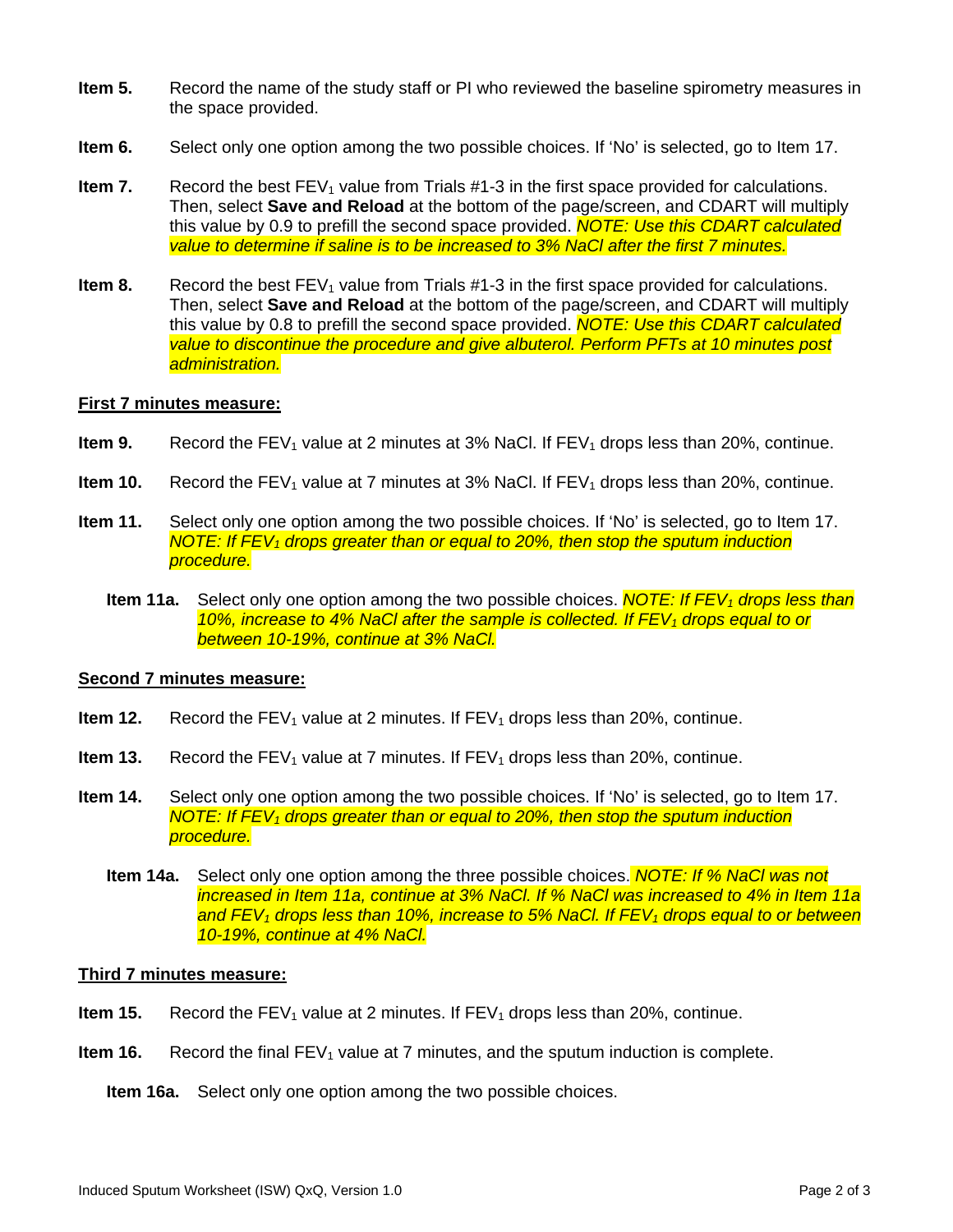**Item 5.** Record the name of the study staff or PI who reviewed the baseline spirometry measures in the space provided.

**Item 6.** Select only one option among the two possible choices. If 'No' is selected, go to Item 17.

**Item 7.** Record the best $FEV_1$ value from Trials #1-3 in the first space provided for calculations. Then, select **Save and Reload** at the bottom of the page/screen, and CDART will multiply this value by 0.9 to prefill the second space provided. *NOTE: Use this CDART calculated value to determine if saline is to be increased to 3% NaCl after the first 7 minutes.*

**Item 8.** Record the best $FEV_1$ value from Trials #1-3 in the first space provided for calculations. Then, select **Save and Reload** at the bottom of the page/screen, and CDART will multiply this value by 0.8 to prefill the second space provided. *NOTE: Use this CDART calculated value to discontinue the procedure and give albuterol. Perform PFTs at 10 minutes post administration.*

**First 7 minutes measure:**

**Item 9.** Record the $FEV_1$ value at 2 minutes at 3% NaCl. If $FEV_1$ drops less than 20%, continue.

**Item 10.** Record the $FEV_1$ value at 7 minutes at 3% NaCl. If $FEV_1$ drops less than 20%, continue.

**Item 11.** Select only one option among the two possible choices. If 'No' is selected, go to Item 17. *NOTE: If $FEV_1$ drops greater than or equal to 20%, then stop the sputum induction procedure.*

**Item 11a.** Select only one option among the two possible choices. *NOTE: If $FEV_1$ drops less than 10%, increase to 4% NaCl after the sample is collected. If $FEV_1$ drops equal to or between 10-19%, continue at 3% NaCl.*

**Second 7 minutes measure:**

**Item 12.** Record the $FEV_1$ value at 2 minutes. If $FEV_1$ drops less than 20%, continue.

**Item 13.** Record the $FEV_1$ value at 7 minutes. If $FEV_1$ drops less than 20%, continue.

**Item 14.** Select only one option among the two possible choices. If 'No' is selected, go to Item 17. *NOTE: If $FEV_1$ drops greater than or equal to 20%, then stop the sputum induction procedure.*

**Item 14a.** Select only one option among the three possible choices. *NOTE: If % NaCl was not increased in Item 11a, continue at 3% NaCl. If % NaCl was increased to 4% in Item 11a and $FEV_1$ drops less than 10%, increase to 5% NaCl. If $FEV_1$ drops equal to or between 10-19%, continue at 4% NaCl.*

**Third 7 minutes measure:**

**Item 15.** Record the $FEV_1$ value at 2 minutes. If $FEV_1$ drops less than 20%, continue.

**Item 16.** Record the final $FEV_1$ value at 7 minutes, and the sputum induction is complete.

**Item 16a.** Select only one option among the two possible choices.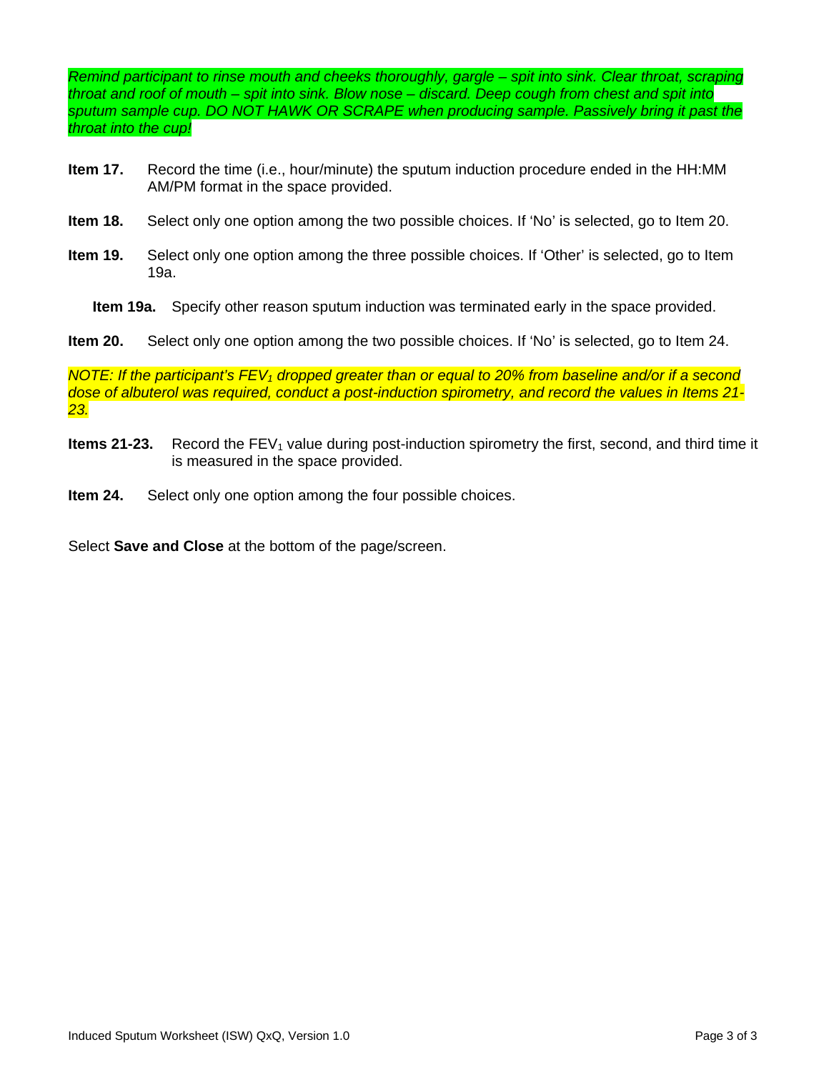*Remind participant to rinse mouth and cheeks thoroughly, gargle – spit into sink. Clear throat, scraping throat and roof of mouth – spit into sink. Blow nose – discard. Deep cough from chest and spit into sputum sample cup. DO NOT HAWK OR SCRAPE when producing sample. Passively bring it past the throat into the cup!*

**Item 17.** Record the time (i.e., hour/minute) the sputum induction procedure ended in the HH:MM AM/PM format in the space provided.

**Item 18.** Select only one option among the two possible choices. If 'No' is selected, go to Item 20.

**Item 19.** Select only one option among the three possible choices. If 'Other' is selected, go to Item 19a.

**Item 19a.** Specify other reason sputum induction was terminated early in the space provided.

**Item 20.** Select only one option among the two possible choices. If 'No' is selected, go to Item 24.

*NOTE: If the participant's $FEV_1$ dropped greater than or equal to 20% from baseline and/or if a second dose of albuterol was required, conduct a post-induction spirometry, and record the values in Items 21-23.*

**Items 21-23.** Record the $FEV_1$ value during post-induction spirometry the first, second, and third time it is measured in the space provided.

**Item 24.** Select only one option among the four possible choices.

Select **Save and Close** at the bottom of the page/screen.